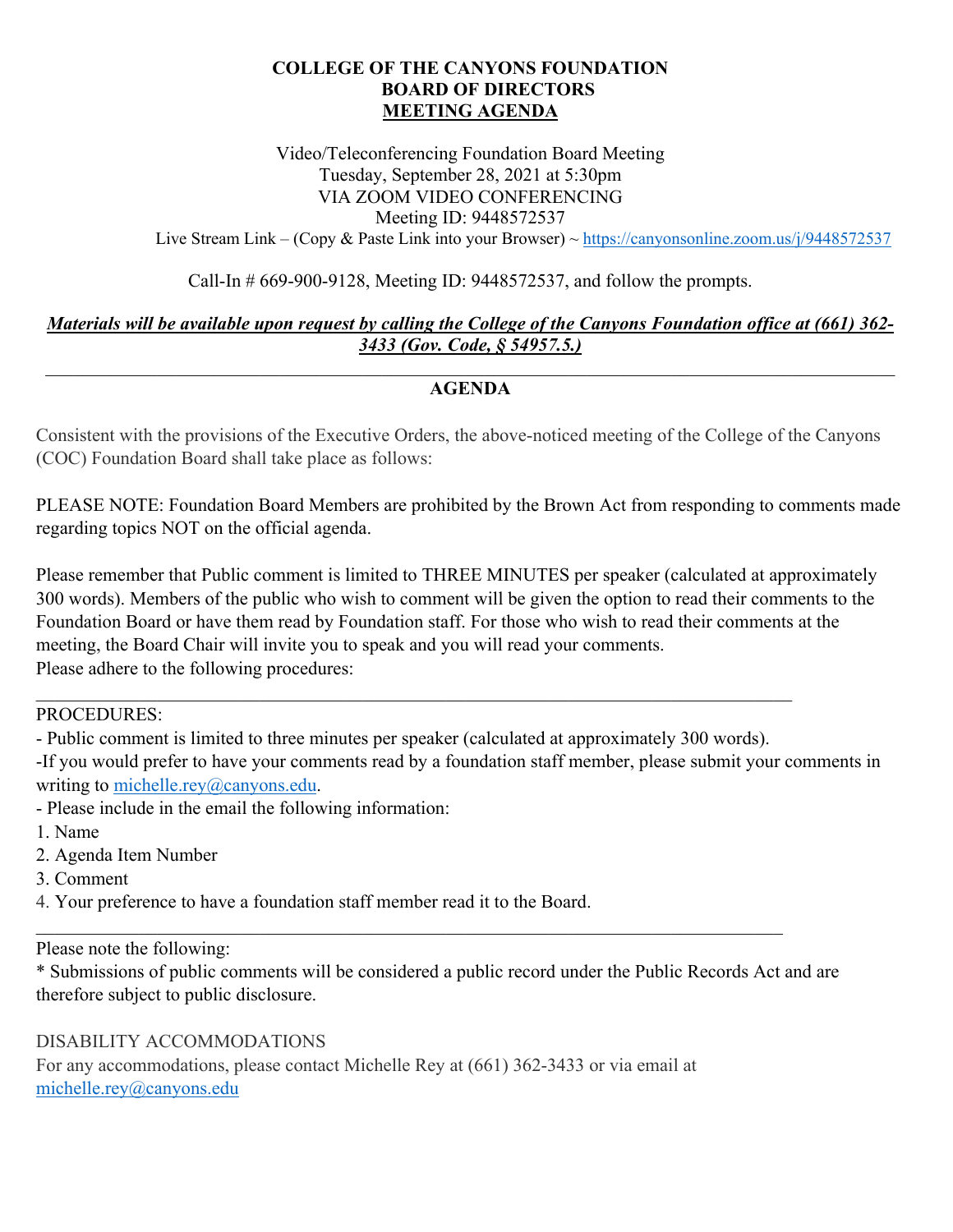# COLLEGE OF THE CANYONS FOUNDATION
## BOARD OF DIRECTORS
## MEETING AGENDA

Video/Teleconferencing Foundation Board Meeting
Tuesday, September 28, 2021 at 5:30pm
VIA ZOOM VIDEO CONFERENCING
Meeting ID: 9448572537
Live Stream Link – (Copy & Paste Link into your Browser) ~ https://canyonsonline.zoom.us/j/9448572537

Call-In # 669-900-9128, Meeting ID: 9448572537, and follow the prompts.

***Materials will be available upon request by calling the College of the Canyons Foundation office at (661) 362-3433 (Gov. Code, § 54957.5.)***

---

**AGENDA**

Consistent with the provisions of the Executive Orders, the above-noticed meeting of the College of the Canyons (COC) Foundation Board shall take place as follows:

PLEASE NOTE: Foundation Board Members are prohibited by the Brown Act from responding to comments made regarding topics NOT on the official agenda.

Please remember that Public comment is limited to THREE MINUTES per speaker (calculated at approximately 300 words). Members of the public who wish to comment will be given the option to read their comments to the Foundation Board or have them read by Foundation staff. For those who wish to read their comments at the meeting, the Board Chair will invite you to speak and you will read your comments.
Please adhere to the following procedures:

---

PROCEDURES:
- Public comment is limited to three minutes per speaker (calculated at approximately 300 words).
- If you would prefer to have your comments read by a foundation staff member, please submit your comments in writing to michelle.rey@canyons.edu.
- Please include in the email the following information:

1. Name
2. Agenda Item Number
3. Comment
4. Your preference to have a foundation staff member read it to the Board.

---

Please note the following:
* Submissions of public comments will be considered a public record under the Public Records Act and are therefore subject to public disclosure.

DISABILITY ACCOMMODATIONS
For any accommodations, please contact Michelle Rey at (661) 362-3433 or via email at michelle.rey@canyons.edu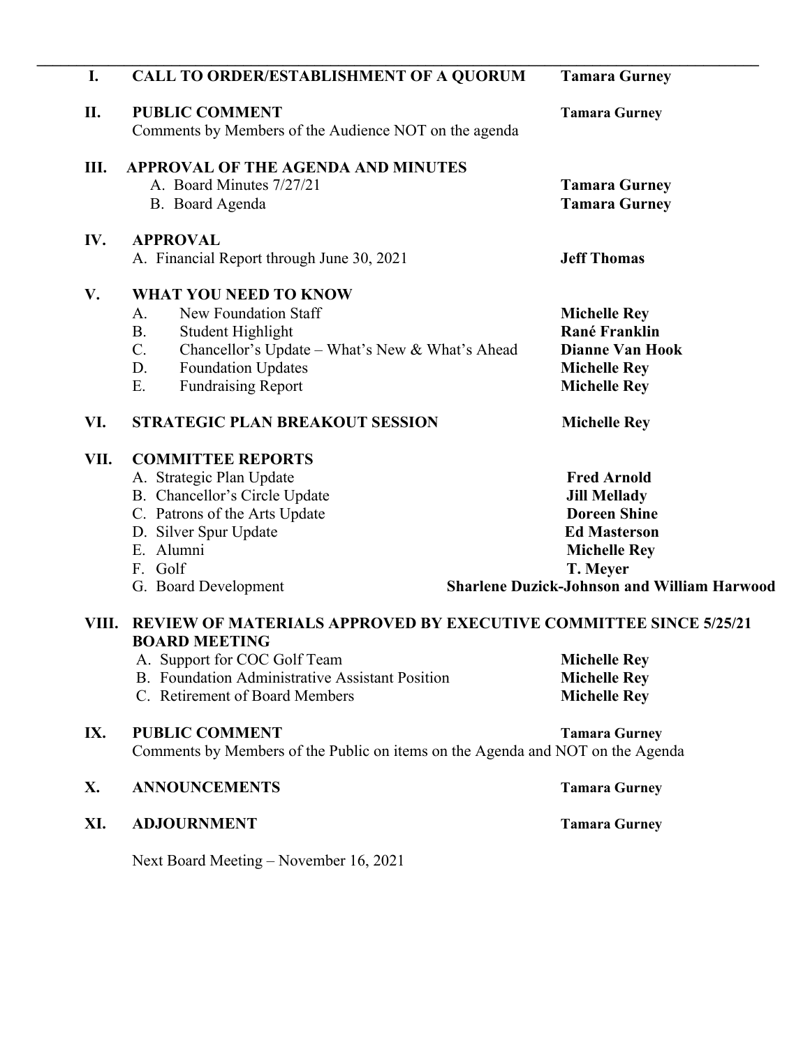**I. CALL TO ORDER/ESTABLISHMENT OF A QUORUM** — **Tamara Gurney**

**II. PUBLIC COMMENT** — **Tamara Gurney**

Comments by Members of the Audience NOT on the agenda

**III. APPROVAL OF THE AGENDA AND MINUTES**

- A. Board Minutes 7/27/21 — **Tamara Gurney**
- B. Board Agenda — **Tamara Gurney**

**IV. APPROVAL**

- A. Financial Report through June 30, 2021 — **Jeff Thomas**

**V. WHAT YOU NEED TO KNOW**

- A. New Foundation Staff — **Michelle Rey**
- B. Student Highlight — **Rané Franklin**
- C. Chancellor's Update – What's New & What's Ahead — **Dianne Van Hook**
- D. Foundation Updates — **Michelle Rey**
- E. Fundraising Report — **Michelle Rey**

**VI. STRATEGIC PLAN BREAKOUT SESSION** — **Michelle Rey**

**VII. COMMITTEE REPORTS**

- A. Strategic Plan Update — **Fred Arnold**
- B. Chancellor's Circle Update — **Jill Mellady**
- C. Patrons of the Arts Update — **Doreen Shine**
- D. Silver Spur Update — **Ed Masterson**
- E. Alumni — **Michelle Rey**
- F. Golf — **T. Meyer**
- G. Board Development — **Sharlene Duzick-Johnson and William Harwood**

**VIII. REVIEW OF MATERIALS APPROVED BY EXECUTIVE COMMITTEE SINCE 5/25/21 BOARD MEETING**

- A. Support for COC Golf Team — **Michelle Rey**
- B. Foundation Administrative Assistant Position — **Michelle Rey**
- C. Retirement of Board Members — **Michelle Rey**

**IX. PUBLIC COMMENT** — **Tamara Gurney**

Comments by Members of the Public on items on the Agenda and NOT on the Agenda

**X. ANNOUNCEMENTS** — **Tamara Gurney**

**XI. ADJOURNMENT** — **Tamara Gurney**

Next Board Meeting – November 16, 2021